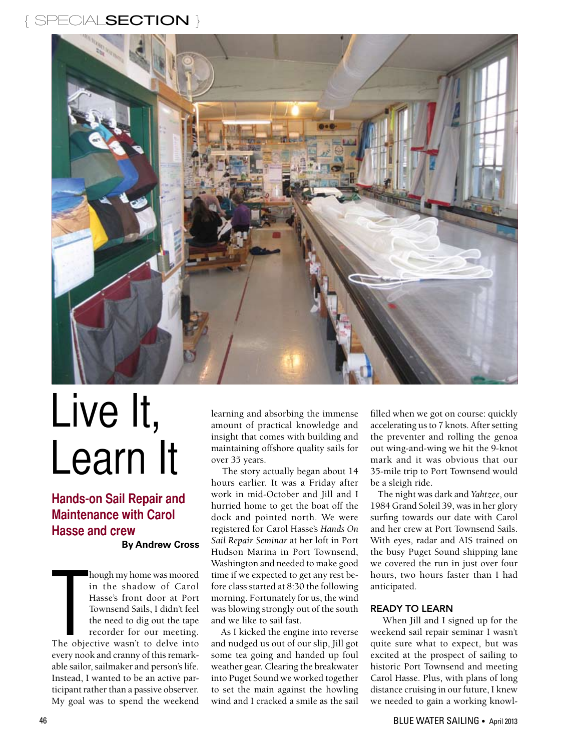{ SPECIAL SECTION }

# Live It, Learn It

## Hands-on Sail Repair and Maintenance with Carol Hasse and crew

**By Andrew Cross**

Though my home was moored in the shadow of Carol Hasse's front door at Port Townsend Sails, I didn't feel the need to dig out the tape recorder for our meeting. The objective wasn't to delve into every nook and cranny of this remarkable sailor, sailmaker and person's life. Instead, I wanted to be an active participant rather than a passive observer. My goal was to spend the weekend learning and absorbing the immense amount of practical knowledge and insight that comes with building and maintaining offshore quality sails for over 35 years.

The story actually began about 14 hours earlier. It was a Friday after work in mid-October and Jill and I hurried home to get the boat off the dock and pointed north. We were registered for Carol Hasse's *Hands On Sail Repair Seminar* at her loft in Port Hudson Marina in Port Townsend, Washington and needed to make good time if we expected to get any rest before class started at 8:30 the following morning. Fortunately for us, the wind was blowing strongly out of the south and we like to sail fast.

As I kicked the engine into reverse and nudged us out of our slip, Jill got some tea going and handed up foul weather gear. Clearing the breakwater into Puget Sound we worked together to set the main against the howling wind and I cracked a smile as the sail filled when we got on course: quickly accelerating us to 7 knots. After setting the preventer and rolling the genoa out wing-and-wing we hit the 9-knot mark and it was obvious that our 35-mile trip to Port Townsend would be a sleigh ride.

The night was dark and *Yahtzee*, our 1984 Grand Soleil 39, was in her glory surfing towards our date with Carol and her crew at Port Townsend Sails. With eyes, radar and AIS trained on the busy Puget Sound shipping lane we covered the run in just over four hours, two hours faster than I had anticipated.

### READY TO LEARN

When Jill and I signed up for the weekend sail repair seminar I wasn't quite sure what to expect, but was excited at the prospect of sailing to historic Port Townsend and meeting Carol Hasse. Plus, with plans of long distance cruising in our future, I knew we needed to gain a working knowl-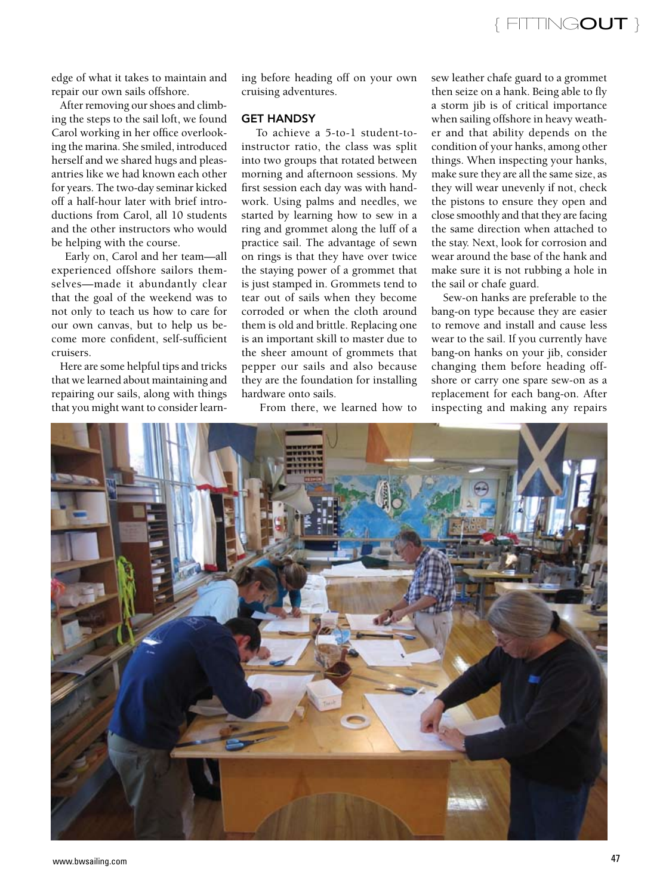edge of what it takes to maintain and repair our own sails offshore.

After removing our shoes and climbing the steps to the sail loft, we found Carol working in her office overlooking the marina. She smiled, introduced herself and we shared hugs and pleasantries like we had known each other for years. The two-day seminar kicked off a half-hour later with brief introductions from Carol, all 10 students and the other instructors who would be helping with the course.

Early on, Carol and her team—all experienced offshore sailors themselves—made it abundantly clear that the goal of the weekend was to not only to teach us how to care for our own canvas, but to help us become more confident, self-sufficient cruisers.

Here are some helpful tips and tricks that we learned about maintaining and repairing our sails, along with things that you might want to consider learning before heading off on your own cruising adventures.

## GET HANDSY

To achieve a 5-to-1 student-to-instructor ratio, the class was split into two groups that rotated between morning and afternoon sessions. My first session each day was with handwork. Using palms and needles, we started by learning how to sew in a ring and grommet along the luff of a practice sail. The advantage of sewn on rings is that they have over twice the staying power of a grommet that is just stamped in. Grommets tend to tear out of sails when they become corroded or when the cloth around them is old and brittle. Replacing one is an important skill to master due to the sheer amount of grommets that pepper our sails and also because they are the foundation for installing hardware onto sails.

From there, we learned how to sew leather chafe guard to a grommet then seize on a hank. Being able to fly a storm jib is of critical importance when sailing offshore in heavy weather and that ability depends on the condition of your hanks, among other things. When inspecting your hanks, make sure they are all the same size, as they will wear unevenly if not, check the pistons to ensure they open and close smoothly and that they are facing the same direction when attached to the stay. Next, look for corrosion and wear around the base of the hank and make sure it is not rubbing a hole in the sail or chafe guard.

Sew-on hanks are preferable to the bang-on type because they are easier to remove and install and cause less wear to the sail. If you currently have bang-on hanks on your jib, consider changing them before heading offshore or carry one spare sew-on as a replacement for each bang-on. After inspecting and making any repairs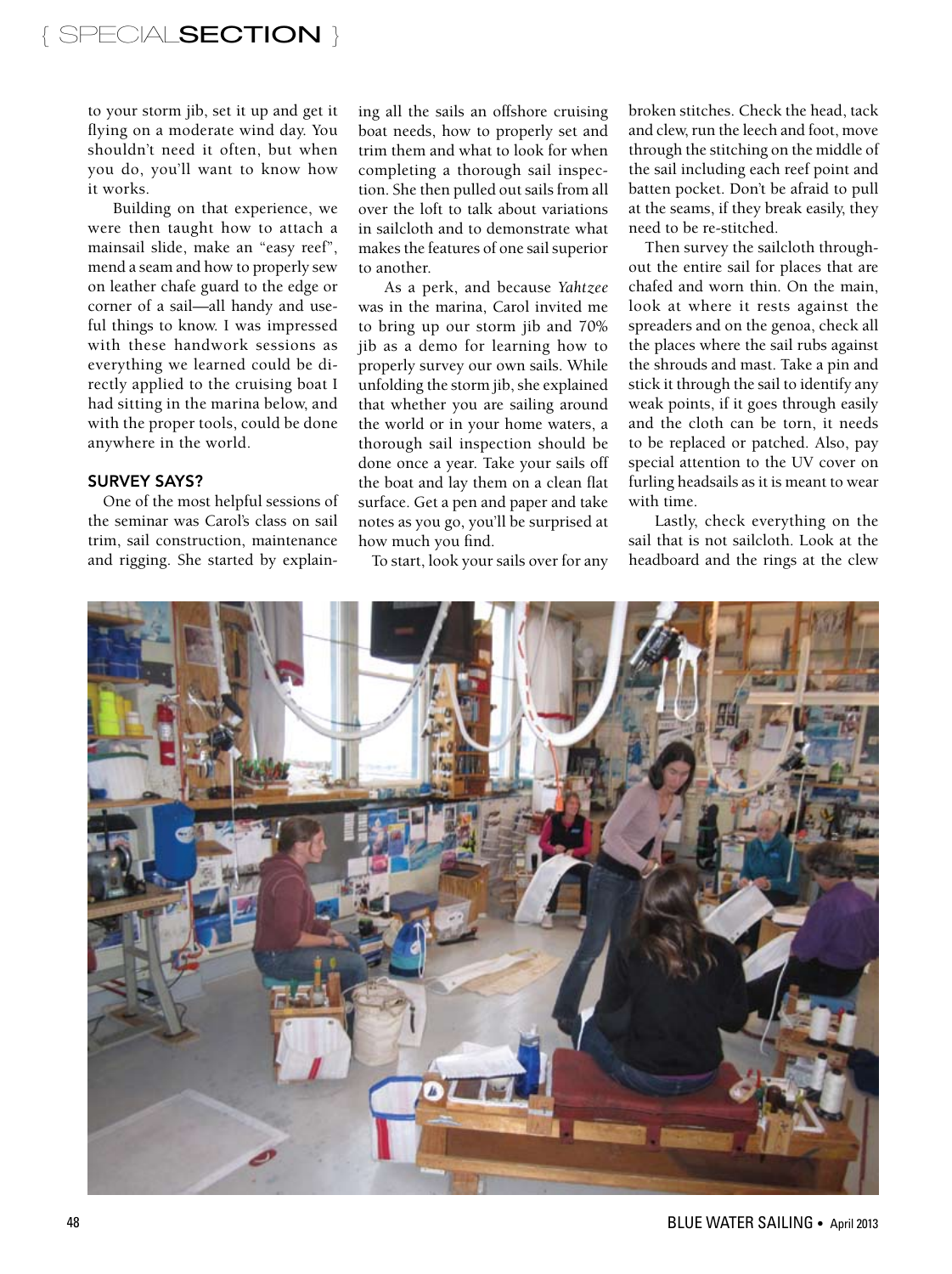to your storm jib, set it up and get it flying on a moderate wind day. You shouldn't need it often, but when you do, you'll want to know how it works.

Building on that experience, we were then taught how to attach a mainsail slide, make an "easy reef", mend a seam and how to properly sew on leather chafe guard to the edge or corner of a sail—all handy and useful things to know. I was impressed with these handwork sessions as everything we learned could be directly applied to the cruising boat I had sitting in the marina below, and with the proper tools, could be done anywhere in the world.

## SURVEY SAYS?

One of the most helpful sessions of the seminar was Carol's class on sail trim, sail construction, maintenance and rigging. She started by explaining all the sails an offshore cruising boat needs, how to properly set and trim them and what to look for when completing a thorough sail inspection. She then pulled out sails from all over the loft to talk about variations in sailcloth and to demonstrate what makes the features of one sail superior to another.

As a perk, and because *Yahtzee* was in the marina, Carol invited me to bring up our storm jib and 70% jib as a demo for learning how to properly survey our own sails. While unfolding the storm jib, she explained that whether you are sailing around the world or in your home waters, a thorough sail inspection should be done once a year. Take your sails off the boat and lay them on a clean flat surface. Get a pen and paper and take notes as you go, you'll be surprised at how much you find.

To start, look your sails over for any broken stitches. Check the head, tack and clew, run the leech and foot, move through the stitching on the middle of the sail including each reef point and batten pocket. Don't be afraid to pull at the seams, if they break easily, they need to be re-stitched.

Then survey the sailcloth throughout the entire sail for places that are chafed and worn thin. On the main, look at where it rests against the spreaders and on the genoa, check all the places where the sail rubs against the shrouds and mast. Take a pin and stick it through the sail to identify any weak points, if it goes through easily and the cloth can be torn, it needs to be replaced or patched. Also, pay special attention to the UV cover on furling headsails as it is meant to wear with time.

Lastly, check everything on the sail that is not sailcloth. Look at the headboard and the rings at the clew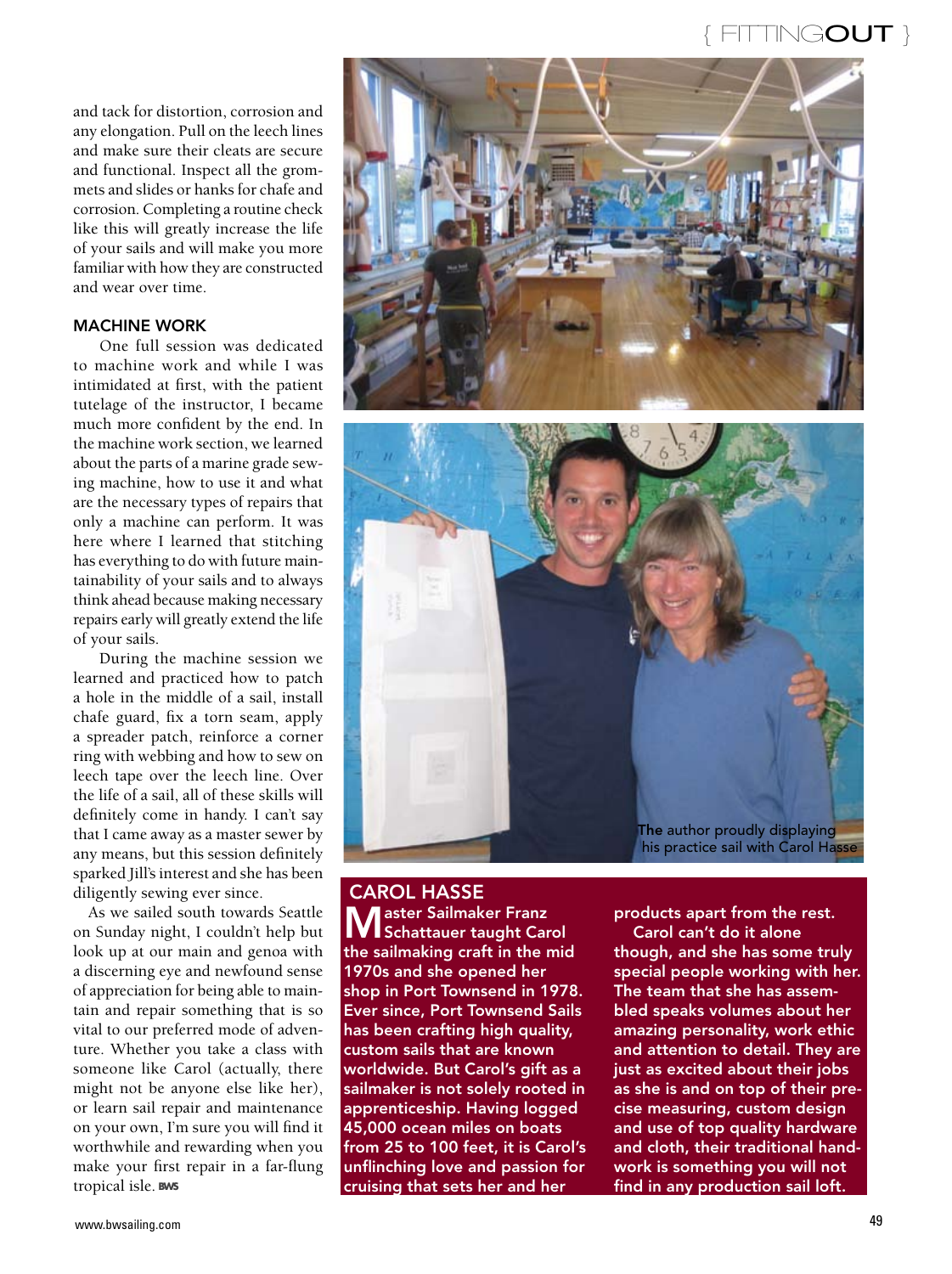and tack for distortion, corrosion and any elongation. Pull on the leech lines and make sure their cleats are secure and functional. Inspect all the grommets and slides or hanks for chafe and corrosion. Completing a routine check like this will greatly increase the life of your sails and will make you more familiar with how they are constructed and wear over time.

## MACHINE WORK

One full session was dedicated to machine work and while I was intimidated at first, with the patient tutelage of the instructor, I became much more confident by the end. In the machine work section, we learned about the parts of a marine grade sewing machine, how to use it and what are the necessary types of repairs that only a machine can perform. It was here where I learned that stitching has everything to do with future maintainability of your sails and to always think ahead because making necessary repairs early will greatly extend the life of your sails.

During the machine session we learned and practiced how to patch a hole in the middle of a sail, install chafe guard, fix a torn seam, apply a spreader patch, reinforce a corner ring with webbing and how to sew on leech tape over the leech line. Over the life of a sail, all of these skills will definitely come in handy. I can't say that I came away as a master sewer by any means, but this session definitely sparked Jill's interest and she has been diligently sewing ever since.

As we sailed south towards Seattle on Sunday night, I couldn't help but look up at our main and genoa with a discerning eye and newfound sense of appreciation for being able to maintain and repair something that is so vital to our preferred mode of adventure. Whether you take a class with someone like Carol (actually, there might not be anyone else like her), or learn sail repair and maintenance on your own, I'm sure you will find it worthwhile and rewarding when you make your first repair in a far-flung tropical isle. BWS

The author proudly displaying his practice sail with Carol Hasse

## CAROL HASSE

**Master Sailmaker Franz Schattauer taught Carol the sailmaking craft in the mid 1970s and she opened her shop in Port Townsend in 1978. Ever since, Port Townsend Sails has been crafting high quality, custom sails that are known worldwide. But Carol's gift as a sailmaker is not solely rooted in apprenticeship. Having logged 45,000 ocean miles on boats from 25 to 100 feet, it is Carol's unflinching love and passion for cruising that sets her and her products apart from the rest.**

**Carol can't do it alone though, and she has some truly special people working with her. The team that she has assembled speaks volumes about her amazing personality, work ethic and attention to detail. They are just as excited about their jobs as she is and on top of their precise measuring, custom design and use of top quality hardware and cloth, their traditional handwork is something you will not find in any production sail loft.**